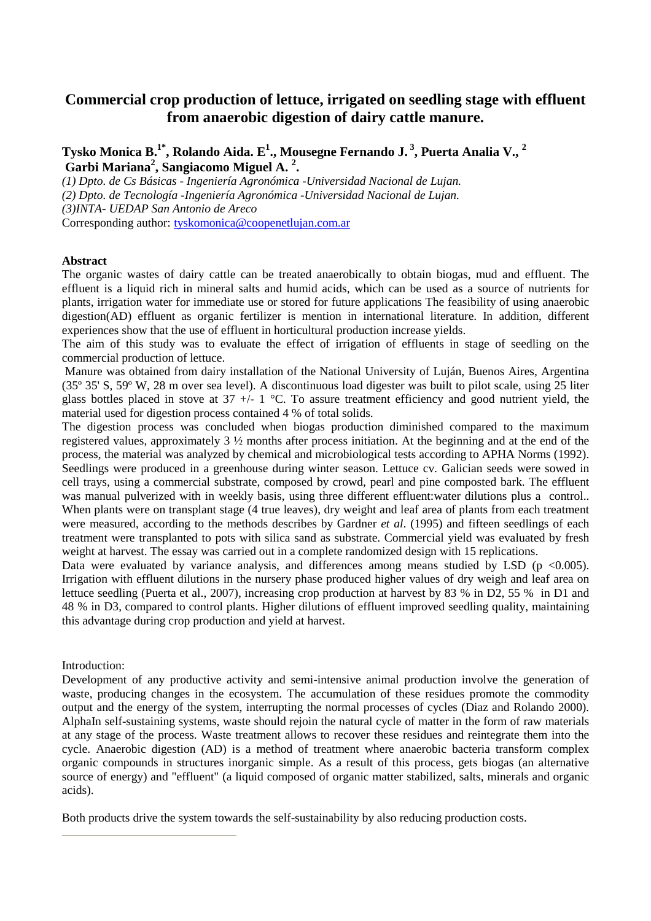# Commercial crop production of lettuce, irrigated on seedling stage with effluent from anaerobic digestion of dairy cattle manure.

**Tysko Monica B.[1*], Rolando Aida. E[1]., Mousegne Fernando J.[3], Puerta Analia V.,[2] Garbi Mariana[2], Sangiacomo Miguel A.[2].**

*(1) Dpto. de Cs Básicas - Ingeniería Agronómica -Universidad Nacional de Lujan.*
*(2) Dpto. de Tecnología -Ingeniería Agronómica -Universidad Nacional de Lujan.*
*(3)INTA- UEDAP San Antonio de Areco*
Corresponding author: tyskomonica@coopenetlujan.com.ar

**Abstract**

The organic wastes of dairy cattle can be treated anaerobically to obtain biogas, mud and effluent. The effluent is a liquid rich in mineral salts and humid acids, which can be used as a source of nutrients for plants, irrigation water for immediate use or stored for future applications The feasibility of using anaerobic digestion(AD) effluent as organic fertilizer is mention in international literature. In addition, different experiences show that the use of effluent in horticultural production increase yields.

The aim of this study was to evaluate the effect of irrigation of effluents in stage of seedling on the commercial production of lettuce.

Manure was obtained from dairy installation of the National University of Luján, Buenos Aires, Argentina (35º 35' S, 59º W, 28 m over sea level). A discontinuous load digester was built to pilot scale, using 25 liter glass bottles placed in stove at 37 +/- 1 °C. To assure treatment efficiency and good nutrient yield, the material used for digestion process contained 4 % of total solids.

The digestion process was concluded when biogas production diminished compared to the maximum registered values, approximately 3 ½ months after process initiation. At the beginning and at the end of the process, the material was analyzed by chemical and microbiological tests according to APHA Norms (1992). Seedlings were produced in a greenhouse during winter season. Lettuce cv. Galician seeds were sowed in cell trays, using a commercial substrate, composed by crowd, pearl and pine composted bark. The effluent was manual pulverized with in weekly basis, using three different effluent:water dilutions plus a control.. When plants were on transplant stage (4 true leaves), dry weight and leaf area of plants from each treatment were measured, according to the methods describes by Gardner *et al*. (1995) and fifteen seedlings of each treatment were transplanted to pots with silica sand as substrate. Commercial yield was evaluated by fresh weight at harvest. The essay was carried out in a complete randomized design with 15 replications.

Data were evaluated by variance analysis, and differences among means studied by LSD ($p < 0.005$). Irrigation with effluent dilutions in the nursery phase produced higher values of dry weigh and leaf area on lettuce seedling (Puerta et al., 2007), increasing crop production at harvest by 83 % in D2, 55 % in D1 and 48 % in D3, compared to control plants. Higher dilutions of effluent improved seedling quality, maintaining this advantage during crop production and yield at harvest.

Introduction:

Development of any productive activity and semi-intensive animal production involve the generation of waste, producing changes in the ecosystem. The accumulation of these residues promote the commodity output and the energy of the system, interrupting the normal processes of cycles (Diaz and Rolando 2000). AlphaIn self-sustaining systems, waste should rejoin the natural cycle of matter in the form of raw materials at any stage of the process. Waste treatment allows to recover these residues and reintegrate them into the cycle. Anaerobic digestion (AD) is a method of treatment where anaerobic bacteria transform complex organic compounds in structures inorganic simple. As a result of this process, gets biogas (an alternative source of energy) and "effluent" (a liquid composed of organic matter stabilized, salts, minerals and organic acids).

Both products drive the system towards the self-sustainability by also reducing production costs.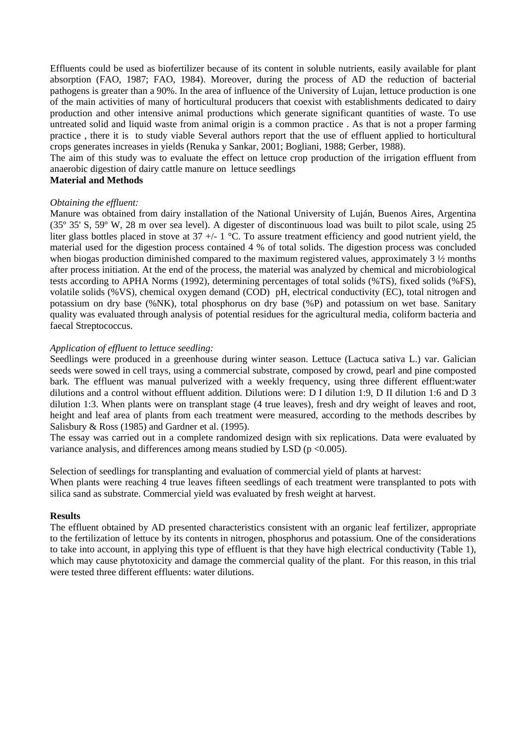Effluents could be used as biofertilizer because of its content in soluble nutrients, easily available for plant absorption (FAO, 1987; FAO, 1984). Moreover, during the process of AD the reduction of bacterial pathogens is greater than a 90%. In the area of influence of the University of Lujan, lettuce production is one of the main activities of many of horticultural producers that coexist with establishments dedicated to dairy production and other intensive animal productions which generate significant quantities of waste. To use untreated solid and liquid waste from animal origin is a common practice . As that is not a proper farming practice , there it is to study viable Several authors report that the use of effluent applied to horticultural crops generates increases in yields (Renuka y Sankar, 2001; Bogliani, 1988; Gerber, 1988).

The aim of this study was to evaluate the effect on lettuce crop production of the irrigation effluent from anaerobic digestion of dairy cattle manure on lettuce seedlings

**Material and Methods**

*Obtaining the effluent:*

Manure was obtained from dairy installation of the National University of Luján, Buenos Aires, Argentina (35º 35' S, 59º W, 28 m over sea level). A digester of discontinuous load was built to pilot scale, using 25 liter glass bottles placed in stove at 37 +/- 1 °C. To assure treatment efficiency and good nutrient yield, the material used for the digestion process contained 4 % of total solids. The digestion process was concluded when biogas production diminished compared to the maximum registered values, approximately 3 ½ months after process initiation. At the end of the process, the material was analyzed by chemical and microbiological tests according to APHA Norms (1992), determining percentages of total solids (%TS), fixed solids (%FS), volatile solids (%VS), chemical oxygen demand (COD) pH, electrical conductivity (EC), total nitrogen and potassium on dry base (%NK), total phosphorus on dry base (%P) and potassium on wet base. Sanitary quality was evaluated through analysis of potential residues for the agricultural media, coliform bacteria and faecal Streptococcus.

*Application of effluent to lettuce seedling:*

Seedlings were produced in a greenhouse during winter season. Lettuce (Lactuca sativa L.) var. Galician seeds were sowed in cell trays, using a commercial substrate, composed by crowd, pearl and pine composted bark. The effluent was manual pulverized with a weekly frequency, using three different effluent:water dilutions and a control without effluent addition. Dilutions were: D I dilution 1:9, D II dilution 1:6 and D 3 dilution 1:3. When plants were on transplant stage (4 true leaves), fresh and dry weight of leaves and root, height and leaf area of plants from each treatment were measured, according to the methods describes by Salisbury & Ross (1985) and Gardner et al. (1995).

The essay was carried out in a complete randomized design with six replications. Data were evaluated by variance analysis, and differences among means studied by LSD ($p < 0.005$).

Selection of seedlings for transplanting and evaluation of commercial yield of plants at harvest:

When plants were reaching 4 true leaves fifteen seedlings of each treatment were transplanted to pots with silica sand as substrate. Commercial yield was evaluated by fresh weight at harvest.

**Results**

The effluent obtained by AD presented characteristics consistent with an organic leaf fertilizer, appropriate to the fertilization of lettuce by its contents in nitrogen, phosphorus and potassium. One of the considerations to take into account, in applying this type of effluent is that they have high electrical conductivity (Table 1), which may cause phytotoxicity and damage the commercial quality of the plant. For this reason, in this trial were tested three different effluents: water dilutions.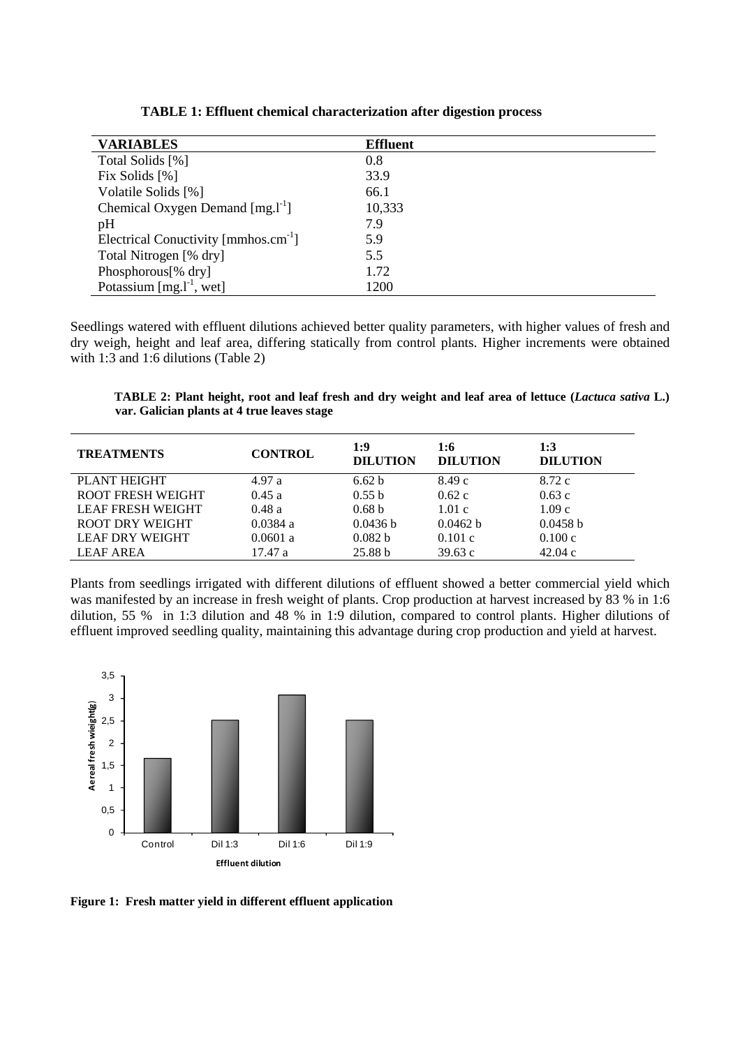**TABLE 1: Effluent chemical characterization after digestion process**

| VARIABLES | Effluent |
|---|---|
| Total Solids [%] | 0.8 |
| Fix Solids [%] | 33.9 |
| Volatile Solids [%] | 66.1 |
| Chemical Oxygen Demand [mg.l$^{-1}$] | 10,333 |
| pH | 7.9 |
| Electrical Conuctivity [mmhos.cm$^{-1}$] | 5.9 |
| Total Nitrogen [% dry] | 5.5 |
| Phosphorous[% dry] | 1.72 |
| Potassium [mg.l$^{-1}$, wet] | 1200 |

Seedlings watered with effluent dilutions achieved better quality parameters, with higher values of fresh and dry weigh, height and leaf area, differing statically from control plants. Higher increments were obtained with 1:3 and 1:6 dilutions (Table 2)

**TABLE 2: Plant height, root and leaf fresh and dry weight and leaf area of lettuce (*Lactuca sativa* L.) var. Galician plants at 4 true leaves stage**

| TREATMENTS | CONTROL | 1:9 DILUTION | 1:6 DILUTION | 1:3 DILUTION |
|---|---|---|---|---|
| PLANT HEIGHT | 4.97 a | 6.62 b | 8.49 c | 8.72 c |
| ROOT FRESH WEIGHT | 0.45 a | 0.55 b | 0.62 c | 0.63 c |
| LEAF FRESH WEIGHT | 0.48 a | 0.68 b | 1.01 c | 1.09 c |
| ROOT DRY WEIGHT | 0.0384 a | 0.0436 b | 0.0462 b | 0.0458 b |
| LEAF DRY WEIGHT | 0.0601 a | 0.082 b | 0.101 c | 0.100 c |
| LEAF AREA | 17.47 a | 25.88 b | 39.63 c | 42.04 c |

Plants from seedlings irrigated with different dilutions of effluent showed a better commercial yield which was manifested by an increase in fresh weight of plants. Crop production at harvest increased by 83 % in 1:6 dilution, 55 % in 1:3 dilution and 48 % in 1:9 dilution, compared to control plants. Higher dilutions of effluent improved seedling quality, maintaining this advantage during crop production and yield at harvest.

**Figure 1: Fresh matter yield in different effluent application**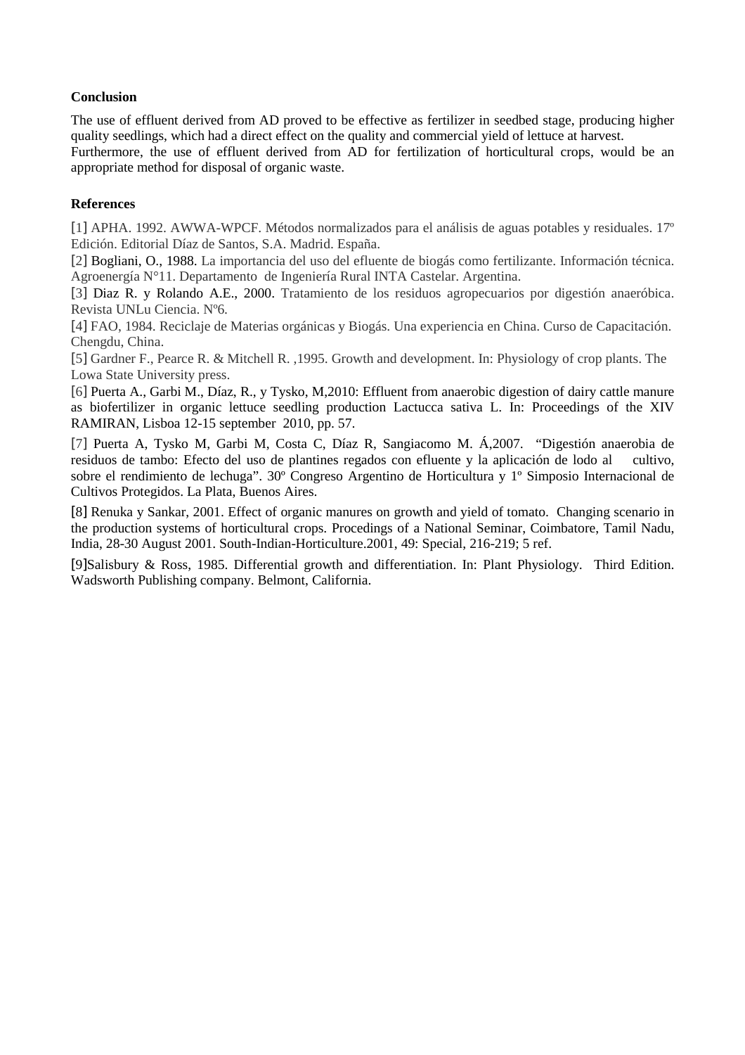**Conclusion**

The use of effluent derived from AD proved to be effective as fertilizer in seedbed stage, producing higher quality seedlings, which had a direct effect on the quality and commercial yield of lettuce at harvest.
Furthermore, the use of effluent derived from AD for fertilization of horticultural crops, would be an appropriate method for disposal of organic waste.

**References**

[1] APHA. 1992. AWWA-WPCF. Métodos normalizados para el análisis de aguas potables y residuales. 17º Edición. Editorial Díaz de Santos, S.A. Madrid. España.

[2] Bogliani, O., 1988. La importancia del uso del efluente de biogás como fertilizante. Información técnica. Agroenergía N°11. Departamento de Ingeniería Rural INTA Castelar. Argentina.

[3] Diaz R. y Rolando A.E., 2000. Tratamiento de los residuos agropecuarios por digestión anaeróbica. Revista UNLu Ciencia. Nº6.

[4] FAO, 1984. Reciclaje de Materias orgánicas y Biogás. Una experiencia en China. Curso de Capacitación. Chengdu, China.

[5] Gardner F., Pearce R. & Mitchell R. ,1995. Growth and development. In: Physiology of crop plants. The Lowa State University press.

[6] Puerta A., Garbi M., Díaz, R., y Tysko, M,2010: Effluent from anaerobic digestion of dairy cattle manure as biofertilizer in organic lettuce seedling production Lactucca sativa L. In: Proceedings of the XIV RAMIRAN, Lisboa 12-15 september 2010, pp. 57.

[7] Puerta A, Tysko M, Garbi M, Costa C, Díaz R, Sangiacomo M. Á,2007. "Digestión anaerobia de residuos de tambo: Efecto del uso de plantines regados con efluente y la aplicación de lodo al cultivo, sobre el rendimiento de lechuga". 30º Congreso Argentino de Horticultura y 1º Simposio Internacional de Cultivos Protegidos. La Plata, Buenos Aires.

[8] Renuka y Sankar, 2001. Effect of organic manures on growth and yield of tomato. Changing scenario in the production systems of horticultural crops. Procedings of a National Seminar, Coimbatore, Tamil Nadu, India, 28-30 August 2001. South-Indian-Horticulture.2001, 49: Special, 216-219; 5 ref.

[9]Salisbury & Ross, 1985. Differential growth and differentiation. In: Plant Physiology. Third Edition. Wadsworth Publishing company. Belmont, California.